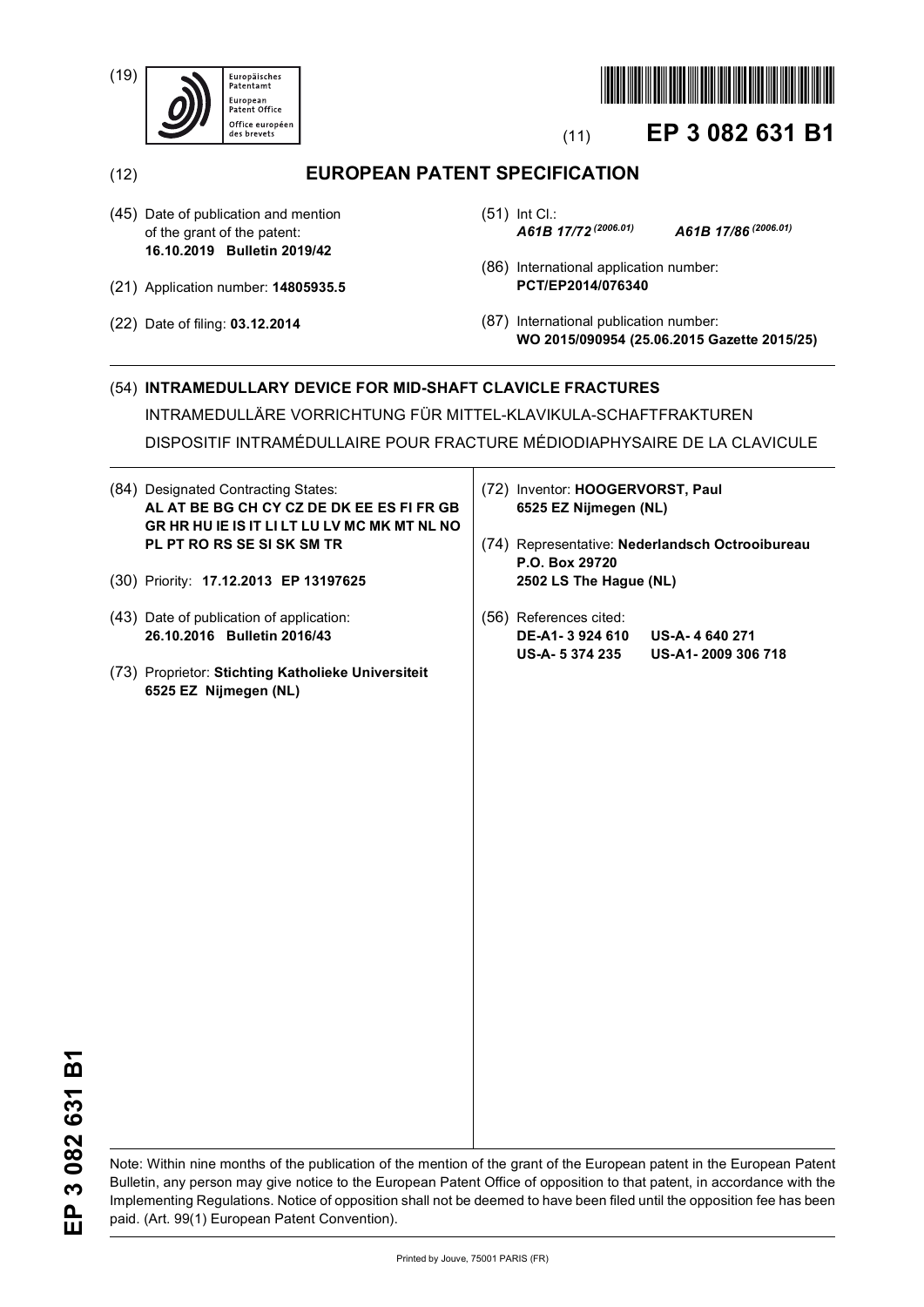(19) Europäisches Patentamt / European Patent Office / Office européen des brevets

(11) **EP 3 082 631 B1**

(12) **EUROPEAN PATENT SPECIFICATION**

(45) Date of publication and mention of the grant of the patent:
**16.10.2019 Bulletin 2019/42**

(21) Application number: **14805935.5**

(22) Date of filing: **03.12.2014**

(51) Int Cl.:
***A61B 17/72*** $^{(2006.01)}$ ***A61B 17/86*** $^{(2006.01)}$

(86) International application number:
**PCT/EP2014/076340**

(87) International publication number:
**WO 2015/090954 (25.06.2015 Gazette 2015/25)**

(54) **INTRAMEDULLARY DEVICE FOR MID-SHAFT CLAVICLE FRACTURES**

INTRAMEDULLÄRE VORRICHTUNG FÜR MITTEL-KLAVIKULA-SCHAFTFRAKTUREN

DISPOSITIF INTRAMÉDULLAIRE POUR FRACTURE MÉDIODIAPHYSAIRE DE LA CLAVICULE

(84) Designated Contracting States:
**AL AT BE BG CH CY CZ DE DK EE ES FI FR GB GR HR HU IE IS IT LI LT LU LV MC MK MT NL NO PL PT RO RS SE SI SK SM TR**

(30) Priority: **17.12.2013 EP 13197625**

(43) Date of publication of application:
**26.10.2016 Bulletin 2016/43**

(73) Proprietor: **Stichting Katholieke Universiteit 6525 EZ Nijmegen (NL)**

(72) Inventor: **HOOGERVORST, Paul 6525 EZ Nijmegen (NL)**

(74) Representative: **Nederlandsch Octrooibureau P.O. Box 29720 2502 LS The Hague (NL)**

(56) References cited:
**DE-A1- 3 924 610**
**US-A- 4 640 271**
**US-A- 5 374 235**
**US-A1- 2009 306 718**

Note: Within nine months of the publication of the mention of the grant of the European patent in the European Patent Bulletin, any person may give notice to the European Patent Office of opposition to that patent, in accordance with the Implementing Regulations. Notice of opposition shall not be deemed to have been filed until the opposition fee has been paid. (Art. 99(1) European Patent Convention).

Printed by Jouve, 75001 PARIS (FR)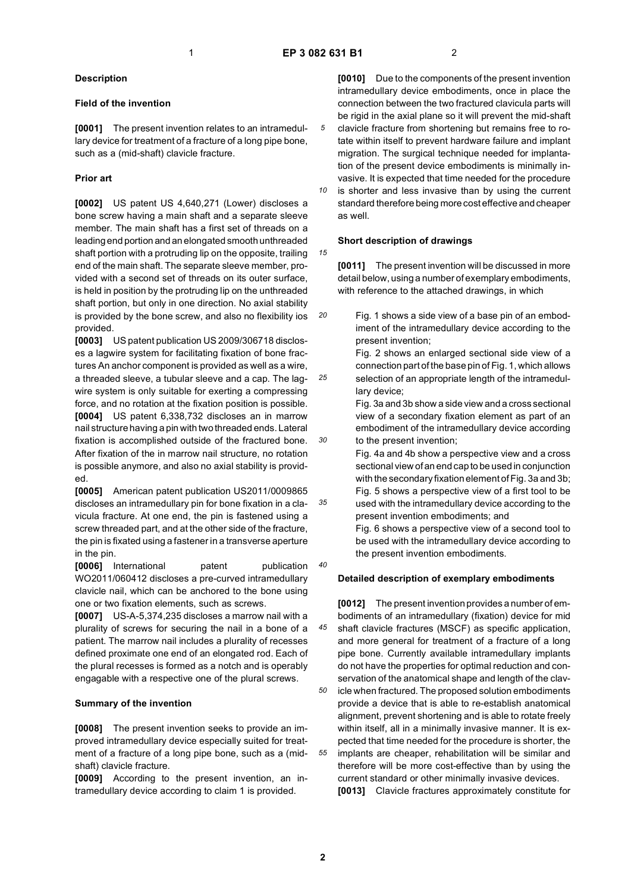## Description

### Field of the invention

**[0001]** The present invention relates to an intramedullary device for treatment of a fracture of a long pipe bone, such as a (mid-shaft) clavicle fracture.

### Prior art

**[0002]** US patent US 4,640,271 (Lower) discloses a bone screw having a main shaft and a separate sleeve member. The main shaft has a first set of threads on a leading end portion and an elongated smooth unthreaded shaft portion with a protruding lip on the opposite, trailing end of the main shaft. The separate sleeve member, provided with a second set of threads on its outer surface, is held in position by the protruding lip on the unthreaded shaft portion, but only in one direction. No axial stability is provided by the bone screw, and also no flexibility ios provided.

**[0003]** US patent publication US 2009/306718 discloses a lagwire system for facilitating fixation of bone fractures An anchor component is provided as well as a wire, a threaded sleeve, a tubular sleeve and a cap. The lagwire system is only suitable for exerting a compressing force, and no rotation at the fixation position is possible.

**[0004]** US patent 6,338,732 discloses an in marrow nail structure having a pin with two threaded ends. Lateral fixation is accomplished outside of the fractured bone. After fixation of the in marrow nail structure, no rotation is possible anymore, and also no axial stability is provided.

**[0005]** American patent publication US2011/0009865 discloses an intramedullary pin for bone fixation in a clavicula fracture. At one end, the pin is fastened using a screw threaded part, and at the other side of the fracture, the pin is fixated using a fastener in a transverse aperture in the pin.

**[0006]** International patent publication WO2011/060412 discloses a pre-curved intramedullary clavicle nail, which can be anchored to the bone using one or two fixation elements, such as screws.

**[0007]** US-A-5,374,235 discloses a marrow nail with a plurality of screws for securing the nail in a bone of a patient. The marrow nail includes a plurality of recesses defined proximate one end of an elongated rod. Each of the plural recesses is formed as a notch and is operably engagable with a respective one of the plural screws.

### Summary of the invention

**[0008]** The present invention seeks to provide an improved intramedullary device especially suited for treatment of a fracture of a long pipe bone, such as a (mid-shaft) clavicle fracture.

**[0009]** According to the present invention, an intramedullary device according to claim 1 is provided.

**[0010]** Due to the components of the present invention intramedullary device embodiments, once in place the connection between the two fractured clavicula parts will be rigid in the axial plane so it will prevent the mid-shaft clavicle fracture from shortening but remains free to rotate within itself to prevent hardware failure and implant migration. The surgical technique needed for implantation of the present device embodiments is minimally invasive. It is expected that time needed for the procedure is shorter and less invasive than by using the current standard therefore being more cost effective and cheaper as well.

### Short description of drawings

**[0011]** The present invention will be discussed in more detail below, using a number of exemplary embodiments, with reference to the attached drawings, in which

Fig. 1 shows a side view of a base pin of an embodiment of the intramedullary device according to the present invention;

Fig. 2 shows an enlarged sectional side view of a connection part of the base pin of Fig. 1, which allows selection of an appropriate length of the intramedullary device;

Fig. 3a and 3b show a side view and a cross sectional view of a secondary fixation element as part of an embodiment of the intramedullary device according to the present invention;

Fig. 4a and 4b show a perspective view and a cross sectional view of an end cap to be used in conjunction with the secondary fixation element of Fig. 3a and 3b;

Fig. 5 shows a perspective view of a first tool to be used with the intramedullary device according to the present invention embodiments; and

Fig. 6 shows a perspective view of a second tool to be used with the intramedullary device according to the present invention embodiments.

### Detailed description of exemplary embodiments

**[0012]** The present invention provides a number of embodiments of an intramedullary (fixation) device for mid shaft clavicle fractures (MSCF) as specific application, and more general for treatment of a fracture of a long pipe bone. Currently available intramedullary implants do not have the properties for optimal reduction and conservation of the anatomical shape and length of the clavicle when fractured. The proposed solution embodiments provide a device that is able to re-establish anatomical alignment, prevent shortening and is able to rotate freely within itself, all in a minimally invasive manner. It is expected that time needed for the procedure is shorter, the implants are cheaper, rehabilitation will be similar and therefore will be more cost-effective than by using the current standard or other minimally invasive devices.

**[0013]** Clavicle fractures approximately constitute for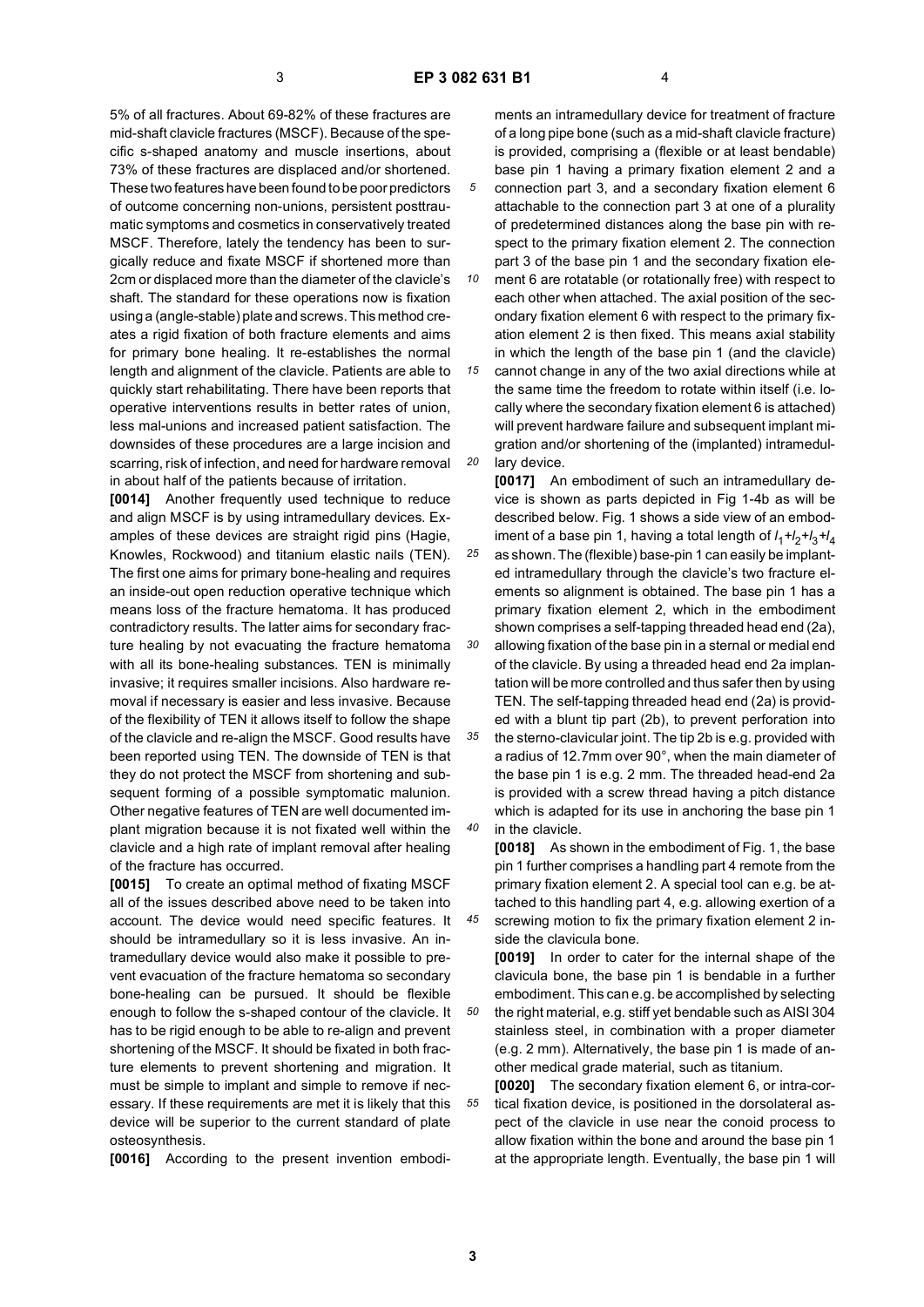5% of all fractures. About 69-82% of these fractures are mid-shaft clavicle fractures (MSCF). Because of the specific s-shaped anatomy and muscle insertions, about 73% of these fractures are displaced and/or shortened. These two features have been found to be poor predictors of outcome concerning non-unions, persistent posttraumatic symptoms and cosmetics in conservatively treated MSCF. Therefore, lately the tendency has been to surgically reduce and fixate MSCF if shortened more than 2cm or displaced more than the diameter of the clavicle's shaft. The standard for these operations now is fixation using a (angle-stable) plate and screws. This method creates a rigid fixation of both fracture elements and aims for primary bone healing. It re-establishes the normal length and alignment of the clavicle. Patients are able to quickly start rehabilitating. There have been reports that operative interventions results in better rates of union, less mal-unions and increased patient satisfaction. The downsides of these procedures are a large incision and scarring, risk of infection, and need for hardware removal in about half of the patients because of irritation.

**[0014]** Another frequently used technique to reduce and align MSCF is by using intramedullary devices. Examples of these devices are straight rigid pins (Hagie, Knowles, Rockwood) and titanium elastic nails (TEN). The first one aims for primary bone-healing and requires an inside-out open reduction operative technique which means loss of the fracture hematoma. It has produced contradictory results. The latter aims for secondary fracture healing by not evacuating the fracture hematoma with all its bone-healing substances. TEN is minimally invasive; it requires smaller incisions. Also hardware removal if necessary is easier and less invasive. Because of the flexibility of TEN it allows itself to follow the shape of the clavicle and re-align the MSCF. Good results have been reported using TEN. The downside of TEN is that they do not protect the MSCF from shortening and subsequent forming of a possible symptomatic malunion. Other negative features of TEN are well documented implant migration because it is not fixated well within the clavicle and a high rate of implant removal after healing of the fracture has occurred.

**[0015]** To create an optimal method of fixating MSCF all of the issues described above need to be taken into account. The device would need specific features. It should be intramedullary so it is less invasive. An intramedullary device would also make it possible to prevent evacuation of the fracture hematoma so secondary bone-healing can be pursued. It should be flexible enough to follow the s-shaped contour of the clavicle. It has to be rigid enough to be able to re-align and prevent shortening of the MSCF. It should be fixated in both fracture elements to prevent shortening and migration. It must be simple to implant and simple to remove if necessary. If these requirements are met it is likely that this device will be superior to the current standard of plate osteosynthesis.

**[0016]** According to the present invention embodiments an intramedullary device for treatment of fracture of a long pipe bone (such as a mid-shaft clavicle fracture) is provided, comprising a (flexible or at least bendable) base pin 1 having a primary fixation element 2 and a connection part 3, and a secondary fixation element 6 attachable to the connection part 3 at one of a plurality of predetermined distances along the base pin with respect to the primary fixation element 2. The connection part 3 of the base pin 1 and the secondary fixation element 6 are rotatable (or rotationally free) with respect to each other when attached. The axial position of the secondary fixation element 6 with respect to the primary fixation element 2 is then fixed. This means axial stability in which the length of the base pin 1 (and the clavicle) cannot change in any of the two axial directions while at the same time the freedom to rotate within itself (i.e. locally where the secondary fixation element 6 is attached) will prevent hardware failure and subsequent implant migration and/or shortening of the (implanted) intramedullary device.

**[0017]** An embodiment of such an intramedullary device is shown as parts depicted in Fig 1-4b as will be described below. Fig. 1 shows a side view of an embodiment of a base pin 1, having a total length of $l_1+l_2+l_3+l_4$ as shown. The (flexible) base-pin 1 can easily be implanted intramedullary through the clavicle's two fracture elements so alignment is obtained. The base pin 1 has a primary fixation element 2, which in the embodiment shown comprises a self-tapping threaded head end (2a), allowing fixation of the base pin in a sternal or medial end of the clavicle. By using a threaded head end 2a implantation will be more controlled and thus safer then by using TEN. The self-tapping threaded head end (2a) is provided with a blunt tip part (2b), to prevent perforation into the sterno-clavicular joint. The tip 2b is e.g. provided with a radius of 12.7mm over 90°, when the main diameter of the base pin 1 is e.g. 2 mm. The threaded head-end 2a is provided with a screw thread having a pitch distance which is adapted for its use in anchoring the base pin 1 in the clavicle.

**[0018]** As shown in the embodiment of Fig. 1, the base pin 1 further comprises a handling part 4 remote from the primary fixation element 2. A special tool can e.g. be attached to this handling part 4, e.g. allowing exertion of a screwing motion to fix the primary fixation element 2 inside the clavicula bone.

**[0019]** In order to cater for the internal shape of the clavicula bone, the base pin 1 is bendable in a further embodiment. This can e.g. be accomplished by selecting the right material, e.g. stiff yet bendable such as AISI 304 stainless steel, in combination with a proper diameter (e.g. 2 mm). Alternatively, the base pin 1 is made of another medical grade material, such as titanium.

**[0020]** The secondary fixation element 6, or intra-cortical fixation device, is positioned in the dorsolateral aspect of the clavicle in use near the conoid process to allow fixation within the bone and around the base pin 1 at the appropriate length. Eventually, the base pin 1 will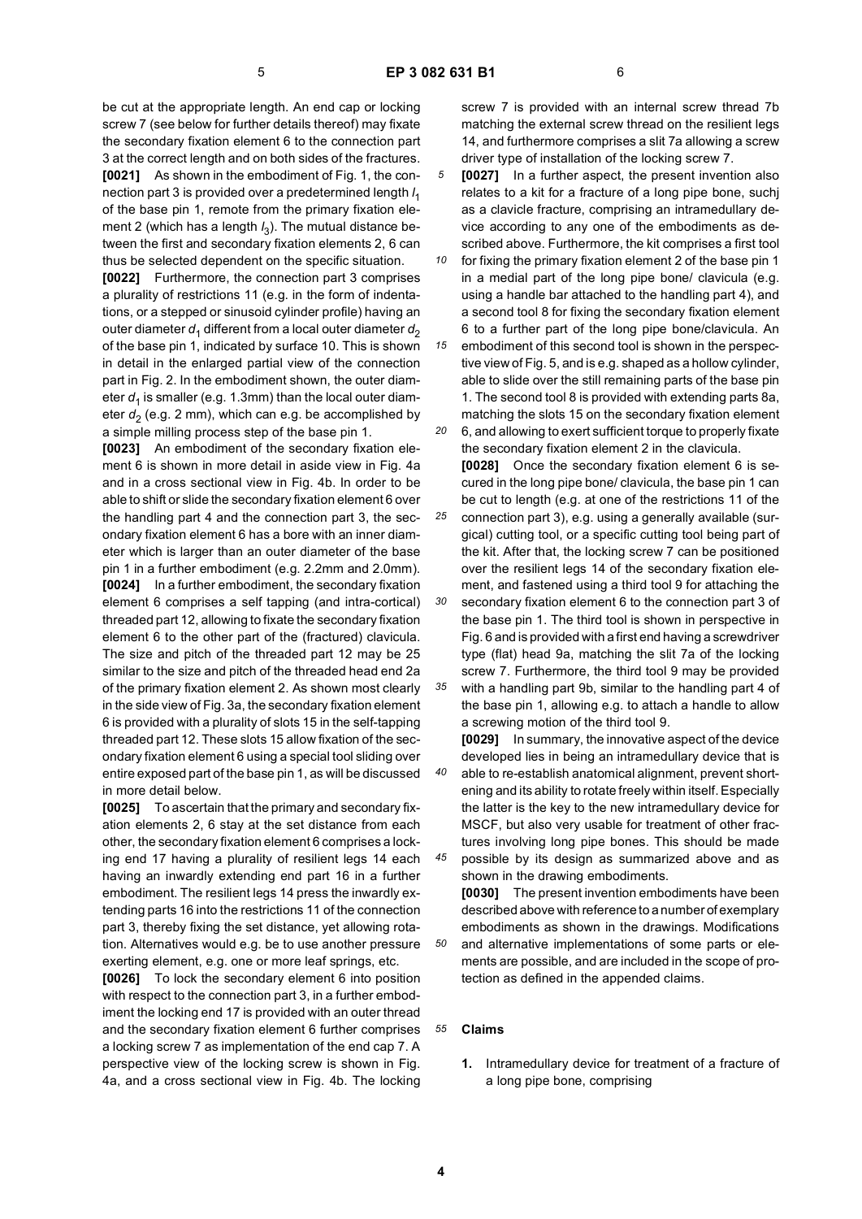be cut at the appropriate length. An end cap or locking screw 7 (see below for further details thereof) may fixate the secondary fixation element 6 to the connection part 3 at the correct length and on both sides of the fractures.

**[0021]** As shown in the embodiment of Fig. 1, the connection part 3 is provided over a predetermined length $l_1$ of the base pin 1, remote from the primary fixation element 2 (which has a length $l_3$). The mutual distance between the first and secondary fixation elements 2, 6 can thus be selected dependent on the specific situation.

**[0022]** Furthermore, the connection part 3 comprises a plurality of restrictions 11 (e.g. in the form of indentations, or a stepped or sinusoid cylinder profile) having an outer diameter $d_1$ different from a local outer diameter $d_2$ of the base pin 1, indicated by surface 10. This is shown in detail in the enlarged partial view of the connection part in Fig. 2. In the embodiment shown, the outer diameter $d_1$ is smaller (e.g. 1.3mm) than the local outer diameter $d_2$ (e.g. 2 mm), which can e.g. be accomplished by a simple milling process step of the base pin 1.

**[0023]** An embodiment of the secondary fixation element 6 is shown in more detail in aside view in Fig. 4a and in a cross sectional view in Fig. 4b. In order to be able to shift or slide the secondary fixation element 6 over the handling part 4 and the connection part 3, the secondary fixation element 6 has a bore with an inner diameter which is larger than an outer diameter of the base pin 1 in a further embodiment (e.g. 2.2mm and 2.0mm).

**[0024]** In a further embodiment, the secondary fixation element 6 comprises a self tapping (and intra-cortical) threaded part 12, allowing to fixate the secondary fixation element 6 to the other part of the (fractured) clavicula. The size and pitch of the threaded part 12 may be 25 similar to the size and pitch of the threaded head end 2a of the primary fixation element 2. As shown most clearly in the side view of Fig. 3a, the secondary fixation element 6 is provided with a plurality of slots 15 in the self-tapping threaded part 12. These slots 15 allow fixation of the secondary fixation element 6 using a special tool sliding over entire exposed part of the base pin 1, as will be discussed in more detail below.

**[0025]** To ascertain that the primary and secondary fixation elements 2, 6 stay at the set distance from each other, the secondary fixation element 6 comprises a locking end 17 having a plurality of resilient legs 14 each having an inwardly extending end part 16 in a further embodiment. The resilient legs 14 press the inwardly extending parts 16 into the restrictions 11 of the connection part 3, thereby fixing the set distance, yet allowing rotation. Alternatives would e.g. be to use another pressure exerting element, e.g. one or more leaf springs, etc.

**[0026]** To lock the secondary element 6 into position with respect to the connection part 3, in a further embodiment the locking end 17 is provided with an outer thread and the secondary fixation element 6 further comprises a locking screw 7 as implementation of the end cap 7. A perspective view of the locking screw is shown in Fig. 4a, and a cross sectional view in Fig. 4b. The locking screw 7 is provided with an internal screw thread 7b matching the external screw thread on the resilient legs 14, and furthermore comprises a slit 7a allowing a screw driver type of installation of the locking screw 7.

**[0027]** In a further aspect, the present invention also relates to a kit for a fracture of a long pipe bone, suchj as a clavicle fracture, comprising an intramedullary device according to any one of the embodiments as described above. Furthermore, the kit comprises a first tool for fixing the primary fixation element 2 of the base pin 1 in a medial part of the long pipe bone/ clavicula (e.g. using a handle bar attached to the handling part 4), and a second tool 8 for fixing the secondary fixation element 6 to a further part of the long pipe bone/clavicula. An embodiment of this second tool is shown in the perspective view of Fig. 5, and is e.g. shaped as a hollow cylinder, able to slide over the still remaining parts of the base pin 1. The second tool 8 is provided with extending parts 8a, matching the slots 15 on the secondary fixation element 6, and allowing to exert sufficient torque to properly fixate the secondary fixation element 2 in the clavicula.

**[0028]** Once the secondary fixation element 6 is secured in the long pipe bone/ clavicula, the base pin 1 can be cut to length (e.g. at one of the restrictions 11 of the connection part 3), e.g. using a generally available (surgical) cutting tool, or a specific cutting tool being part of the kit. After that, the locking screw 7 can be positioned over the resilient legs 14 of the secondary fixation element, and fastened using a third tool 9 for attaching the secondary fixation element 6 to the connection part 3 of the base pin 1. The third tool is shown in perspective in Fig. 6 and is provided with a first end having a screwdriver type (flat) head 9a, matching the slit 7a of the locking screw 7. Furthermore, the third tool 9 may be provided with a handling part 9b, similar to the handling part 4 of the base pin 1, allowing e.g. to attach a handle to allow a screwing motion of the third tool 9.

**[0029]** In summary, the innovative aspect of the device developed lies in being an intramedullary device that is able to re-establish anatomical alignment, prevent shortening and its ability to rotate freely within itself. Especially the latter is the key to the new intramedullary device for MSCF, but also very usable for treatment of other fractures involving long pipe bones. This should be made possible by its design as summarized above and as shown in the drawing embodiments.

**[0030]** The present invention embodiments have been described above with reference to a number of exemplary embodiments as shown in the drawings. Modifications and alternative implementations of some parts or elements are possible, and are included in the scope of protection as defined in the appended claims.

## Claims

1. Intramedullary device for treatment of a fracture of a long pipe bone, comprising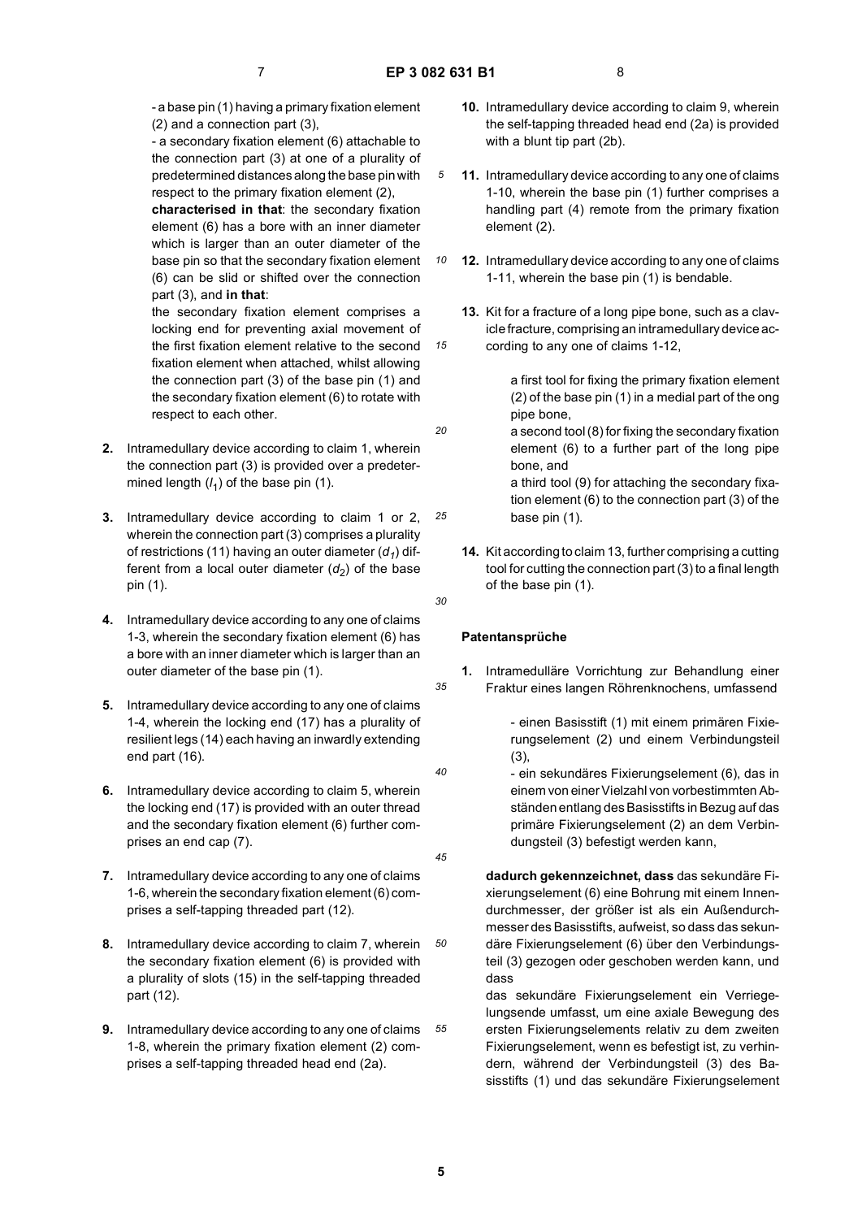- a base pin (1) having a primary fixation element (2) and a connection part (3),

- a secondary fixation element (6) attachable to the connection part (3) at one of a plurality of predetermined distances along the base pin with respect to the primary fixation element (2),

**characterised in that**: the secondary fixation element (6) has a bore with an inner diameter which is larger than an outer diameter of the base pin so that the secondary fixation element (6) can be slid or shifted over the connection part (3), and **in that**:

the secondary fixation element comprises a locking end for preventing axial movement of the first fixation element relative to the second fixation element when attached, whilst allowing the connection part (3) of the base pin (1) and the secondary fixation element (6) to rotate with respect to each other.

**2.** Intramedullary device according to claim 1, wherein the connection part (3) is provided over a predetermined length ($l_1$) of the base pin (1).

**3.** Intramedullary device according to claim 1 or 2, wherein the connection part (3) comprises a plurality of restrictions (11) having an outer diameter ($d_1$) different from a local outer diameter ($d_2$) of the base pin (1).

**4.** Intramedullary device according to any one of claims 1-3, wherein the secondary fixation element (6) has a bore with an inner diameter which is larger than an outer diameter of the base pin (1).

**5.** Intramedullary device according to any one of claims 1-4, wherein the locking end (17) has a plurality of resilient legs (14) each having an inwardly extending end part (16).

**6.** Intramedullary device according to claim 5, wherein the locking end (17) is provided with an outer thread and the secondary fixation element (6) further comprises an end cap (7).

**7.** Intramedullary device according to any one of claims 1-6, wherein the secondary fixation element (6) comprises a self-tapping threaded part (12).

**8.** Intramedullary device according to claim 7, wherein the secondary fixation element (6) is provided with a plurality of slots (15) in the self-tapping threaded part (12).

**9.** Intramedullary device according to any one of claims 1-8, wherein the primary fixation element (2) comprises a self-tapping threaded head end (2a).

**10.** Intramedullary device according to claim 9, wherein the self-tapping threaded head end (2a) is provided with a blunt tip part (2b).

**11.** Intramedullary device according to any one of claims 1-10, wherein the base pin (1) further comprises a handling part (4) remote from the primary fixation element (2).

**12.** Intramedullary device according to any one of claims 1-11, wherein the base pin (1) is bendable.

**13.** Kit for a fracture of a long pipe bone, such as a clavicle fracture, comprising an intramedullary device according to any one of claims 1-12,

a first tool for fixing the primary fixation element (2) of the base pin (1) in a medial part of the ong pipe bone,

a second tool (8) for fixing the secondary fixation element (6) to a further part of the long pipe bone, and

a third tool (9) for attaching the secondary fixation element (6) to the connection part (3) of the base pin (1).

**14.** Kit according to claim 13, further comprising a cutting tool for cutting the connection part (3) to a final length of the base pin (1).

## Patentansprüche

**1.** Intramedulläre Vorrichtung zur Behandlung einer Fraktur eines langen Röhrenknochens, umfassend

- einen Basisstift (1) mit einem primären Fixierungselement (2) und einem Verbindungsteil (3),

- ein sekundäres Fixierungselement (6), das in einem von einer Vielzahl von vorbestimmten Abständen entlang des Basisstifts in Bezug auf das primäre Fixierungselement (2) an dem Verbindungsteil (3) befestigt werden kann,

**dadurch gekennzeichnet, dass** das sekundäre Fixierungselement (6) eine Bohrung mit einem Innendurchmesser, der größer ist als ein Außendurchmesser des Basisstifts, aufweist, so dass das sekundäre Fixierungselement (6) über den Verbindungsteil (3) gezogen oder geschoben werden kann, und dass

das sekundäre Fixierungselement ein Verriegelungsende umfasst, um eine axiale Bewegung des ersten Fixierungselements relativ zu dem zweiten Fixierungselement, wenn es befestigt ist, zu verhindern, während der Verbindungsteil (3) des Basisstifts (1) und das sekundäre Fixierungselement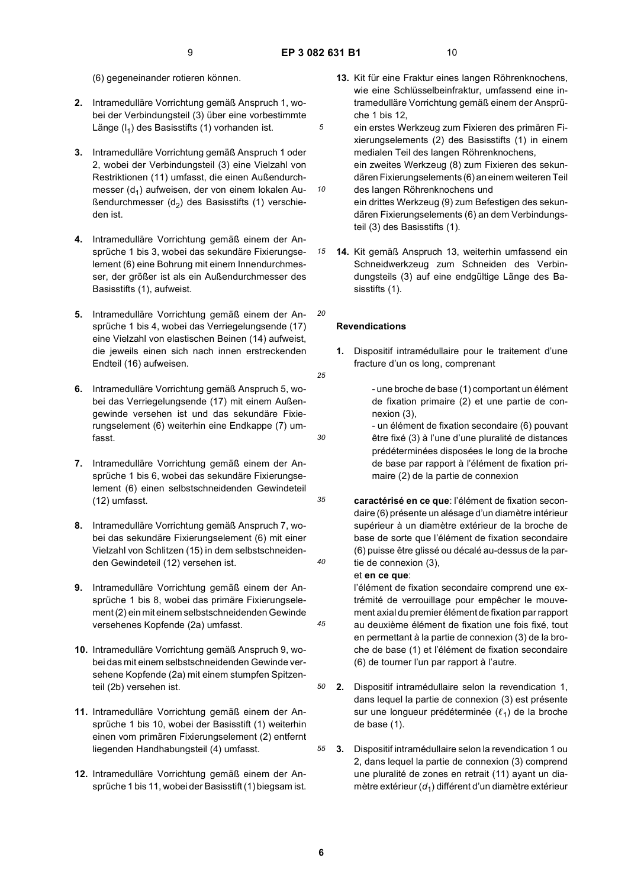(6) gegeneinander rotieren können.

2. Intramedulläre Vorrichtung gemäß Anspruch 1, wobei der Verbindungsteil (3) über eine vorbestimmte Länge ($l_1$) des Basisstifts (1) vorhanden ist.

3. Intramedulläre Vorrichtung gemäß Anspruch 1 oder 2, wobei der Verbindungsteil (3) eine Vielzahl von Restriktionen (11) umfasst, die einen Außendurchmesser ($d_1$) aufweisen, der von einem lokalen Außendurchmesser ($d_2$) des Basisstifts (1) verschieden ist.

4. Intramedulläre Vorrichtung gemäß einem der Ansprüche 1 bis 3, wobei das sekundäre Fixierungselement (6) eine Bohrung mit einem Innendurchmesser, der größer ist als ein Außendurchmesser des Basisstifts (1), aufweist.

5. Intramedulläre Vorrichtung gemäß einem der Ansprüche 1 bis 4, wobei das Verriegelungsende (17) eine Vielzahl von elastischen Beinen (14) aufweist, die jeweils einen sich nach innen erstreckenden Endteil (16) aufweisen.

6. Intramedulläre Vorrichtung gemäß Anspruch 5, wobei das Verriegelungsende (17) mit einem Außengewinde versehen ist und das sekundäre Fixierungselement (6) weiterhin eine Endkappe (7) umfasst.

7. Intramedulläre Vorrichtung gemäß einem der Ansprüche 1 bis 6, wobei das sekundäre Fixierungselement (6) einen selbstschneidenden Gewindeteil (12) umfasst.

8. Intramedulläre Vorrichtung gemäß Anspruch 7, wobei das sekundäre Fixierungselement (6) mit einer Vielzahl von Schlitzen (15) in dem selbstschneidenden Gewindeteil (12) versehen ist.

9. Intramedulläre Vorrichtung gemäß einem der Ansprüche 1 bis 8, wobei das primäre Fixierungselement (2) ein mit einem selbstschneidenden Gewinde versehenes Kopfende (2a) umfasst.

10. Intramedulläre Vorrichtung gemäß Anspruch 9, wobei das mit einem selbstschneidenden Gewinde versehene Kopfende (2a) mit einem stumpfen Spitzenteil (2b) versehen ist.

11. Intramedulläre Vorrichtung gemäß einem der Ansprüche 1 bis 10, wobei der Basisstift (1) weiterhin einen vom primären Fixierungselement (2) entfernt liegenden Handhabungsteil (4) umfasst.

12. Intramedulläre Vorrichtung gemäß einem der Ansprüche 1 bis 11, wobei der Basisstift (1) biegsam ist.

13. Kit für eine Fraktur eines langen Röhrenknochens, wie eine Schlüsselbeinfraktur, umfassend eine intramedulläre Vorrichtung gemäß einem der Ansprüche 1 bis 12,
ein erstes Werkzeug zum Fixieren des primären Fixierungselements (2) des Basisstifts (1) in einem medialen Teil des langen Röhrenknochens,
ein zweites Werkzeug (8) zum Fixieren des sekundären Fixierungselements (6) an einem weiteren Teil des langen Röhrenknochens und
ein drittes Werkzeug (9) zum Befestigen des sekundären Fixierungselements (6) an dem Verbindungsteil (3) des Basisstifts (1).

14. Kit gemäß Anspruch 13, weiterhin umfassend ein Schneidwerkzeug zum Schneiden des Verbindungsteils (3) auf eine endgültige Länge des Basisstifts (1).

## Revendications

1. Dispositif intramédullaire pour le traitement d'une fracture d'un os long, comprenant

   - une broche de base (1) comportant un élément de fixation primaire (2) et une partie de connexion (3),
   - un élément de fixation secondaire (6) pouvant être fixé (3) à l'une d'une pluralité de distances prédéterminées disposées le long de la broche de base par rapport à l'élément de fixation primaire (2) de la partie de connexion

   **caractérisé en ce que**: l'élément de fixation secondaire (6) présente un alésage d'un diamètre intérieur supérieur à un diamètre extérieur de la broche de base de sorte que l'élément de fixation secondaire (6) puisse être glissé ou décalé au-dessus de la partie de connexion (3),
   et **en ce que**:
   l'élément de fixation secondaire comprend une extrémité de verrouillage pour empêcher le mouvement axial du premier élément de fixation par rapport au deuxième élément de fixation une fois fixé, tout en permettant à la partie de connexion (3) de la broche de base (1) et l'élément de fixation secondaire (6) de tourner l'un par rapport à l'autre.

2. Dispositif intramédullaire selon la revendication 1, dans lequel la partie de connexion (3) est présente sur une longueur prédéterminée ($\ell_1$) de la broche de base (1).

3. Dispositif intramédullaire selon la revendication 1 ou 2, dans lequel la partie de connexion (3) comprend une pluralité de zones en retrait (11) ayant un diamètre extérieur ($d_1$) différent d'un diamètre extérieur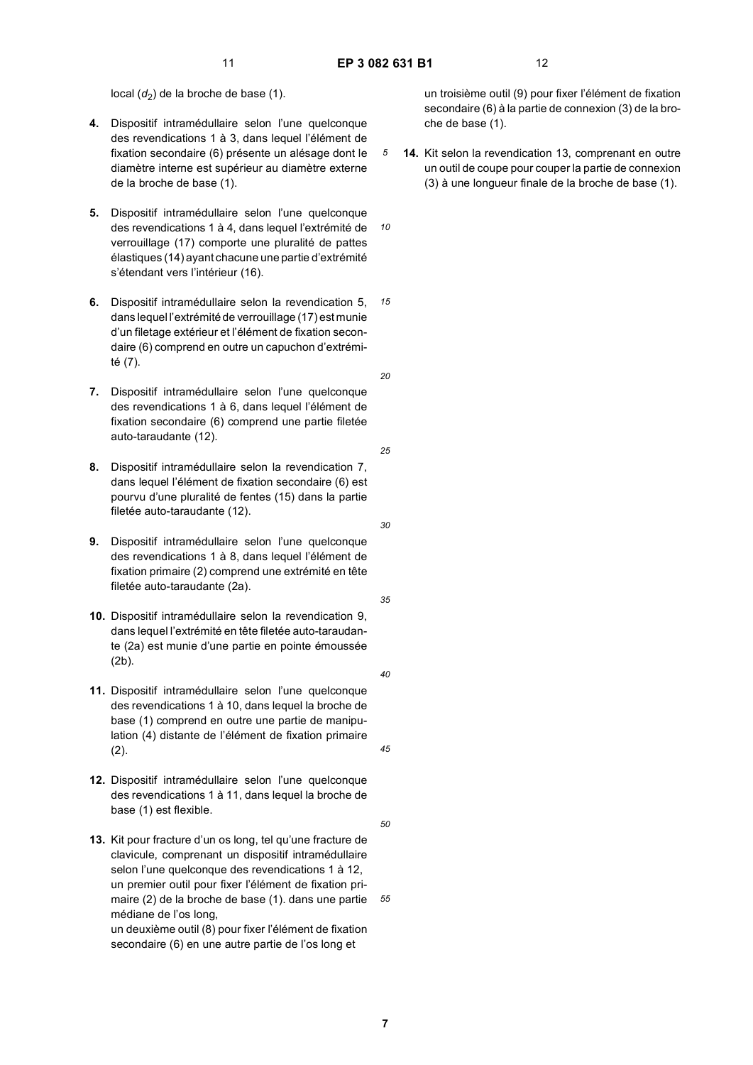local ($d_2$) de la broche de base (1).

4. Dispositif intramédullaire selon l'une quelconque des revendications 1 à 3, dans lequel l'élément de fixation secondaire (6) présente un alésage dont le diamètre interne est supérieur au diamètre externe de la broche de base (1).

5. Dispositif intramédullaire selon l'une quelconque des revendications 1 à 4, dans lequel l'extrémité de verrouillage (17) comporte une pluralité de pattes élastiques (14) ayant chacune une partie d'extrémité s'étendant vers l'intérieur (16).

6. Dispositif intramédullaire selon la revendication 5, dans lequel l'extrémité de verrouillage (17) est munie d'un filetage extérieur et l'élément de fixation secondaire (6) comprend en outre un capuchon d'extrémité (7).

7. Dispositif intramédullaire selon l'une quelconque des revendications 1 à 6, dans lequel l'élément de fixation secondaire (6) comprend une partie filetée auto-taraudante (12).

8. Dispositif intramédullaire selon la revendication 7, dans lequel l'élément de fixation secondaire (6) est pourvu d'une pluralité de fentes (15) dans la partie filetée auto-taraudante (12).

9. Dispositif intramédullaire selon l'une quelconque des revendications 1 à 8, dans lequel l'élément de fixation primaire (2) comprend une extrémité en tête filetée auto-taraudante (2a).

10. Dispositif intramédullaire selon la revendication 9, dans lequel l'extrémité en tête filetée auto-taraudante (2a) est munie d'une partie en pointe émoussée (2b).

11. Dispositif intramédullaire selon l'une quelconque des revendications 1 à 10, dans lequel la broche de base (1) comprend en outre une partie de manipulation (4) distante de l'élément de fixation primaire (2).

12. Dispositif intramédullaire selon l'une quelconque des revendications 1 à 11, dans lequel la broche de base (1) est flexible.

13. Kit pour fracture d'un os long, tel qu'une fracture de clavicule, comprenant un dispositif intramédullaire selon l'une quelconque des revendications 1 à 12, un premier outil pour fixer l'élément de fixation primaire (2) de la broche de base (1). dans une partie médiane de l'os long,
un deuxième outil (8) pour fixer l'élément de fixation secondaire (6) en une autre partie de l'os long et
un troisième outil (9) pour fixer l'élément de fixation secondaire (6) à la partie de connexion (3) de la broche de base (1).

14. Kit selon la revendication 13, comprenant en outre un outil de coupe pour couper la partie de connexion (3) à une longueur finale de la broche de base (1).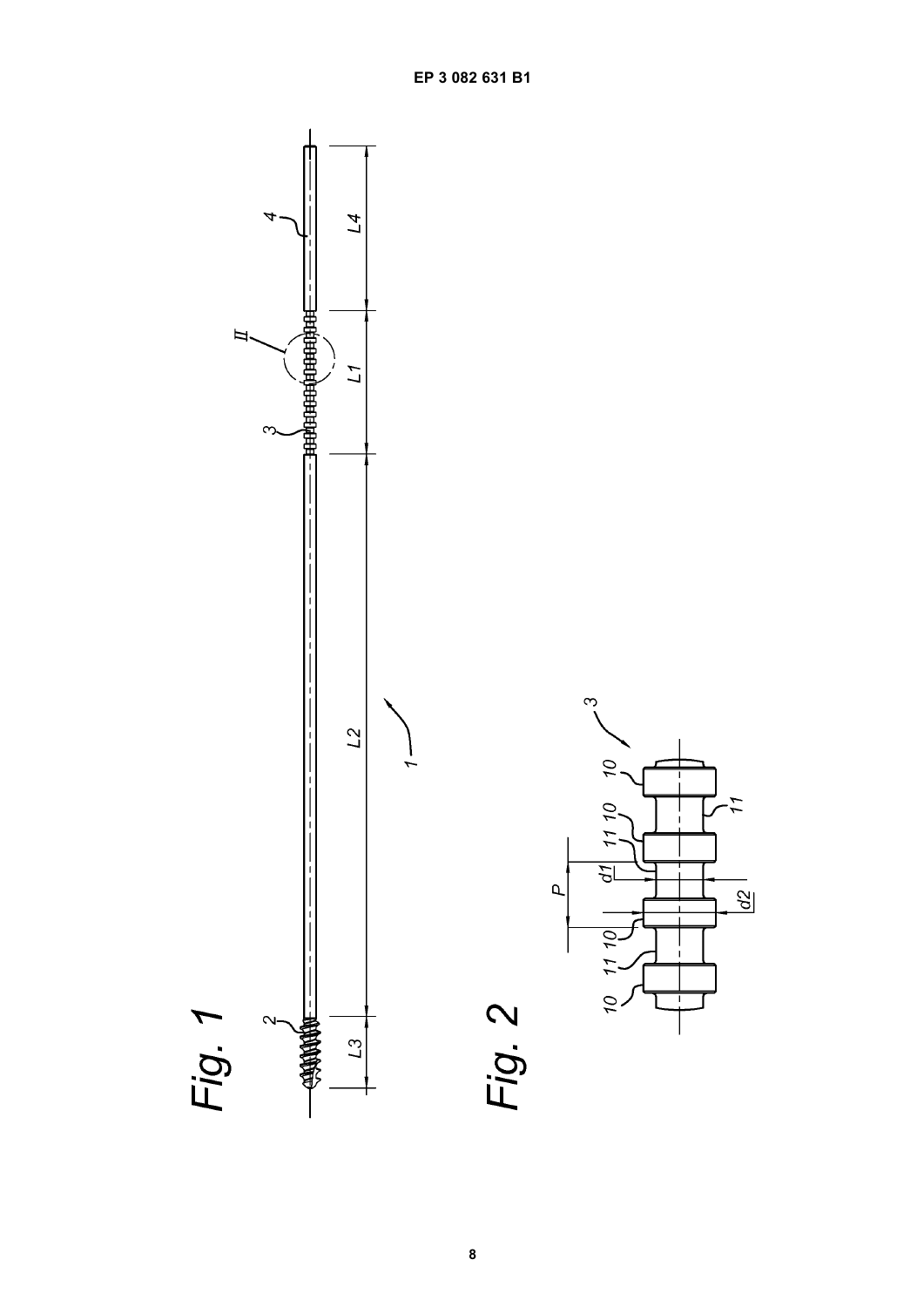Fig. 1

Fig. 2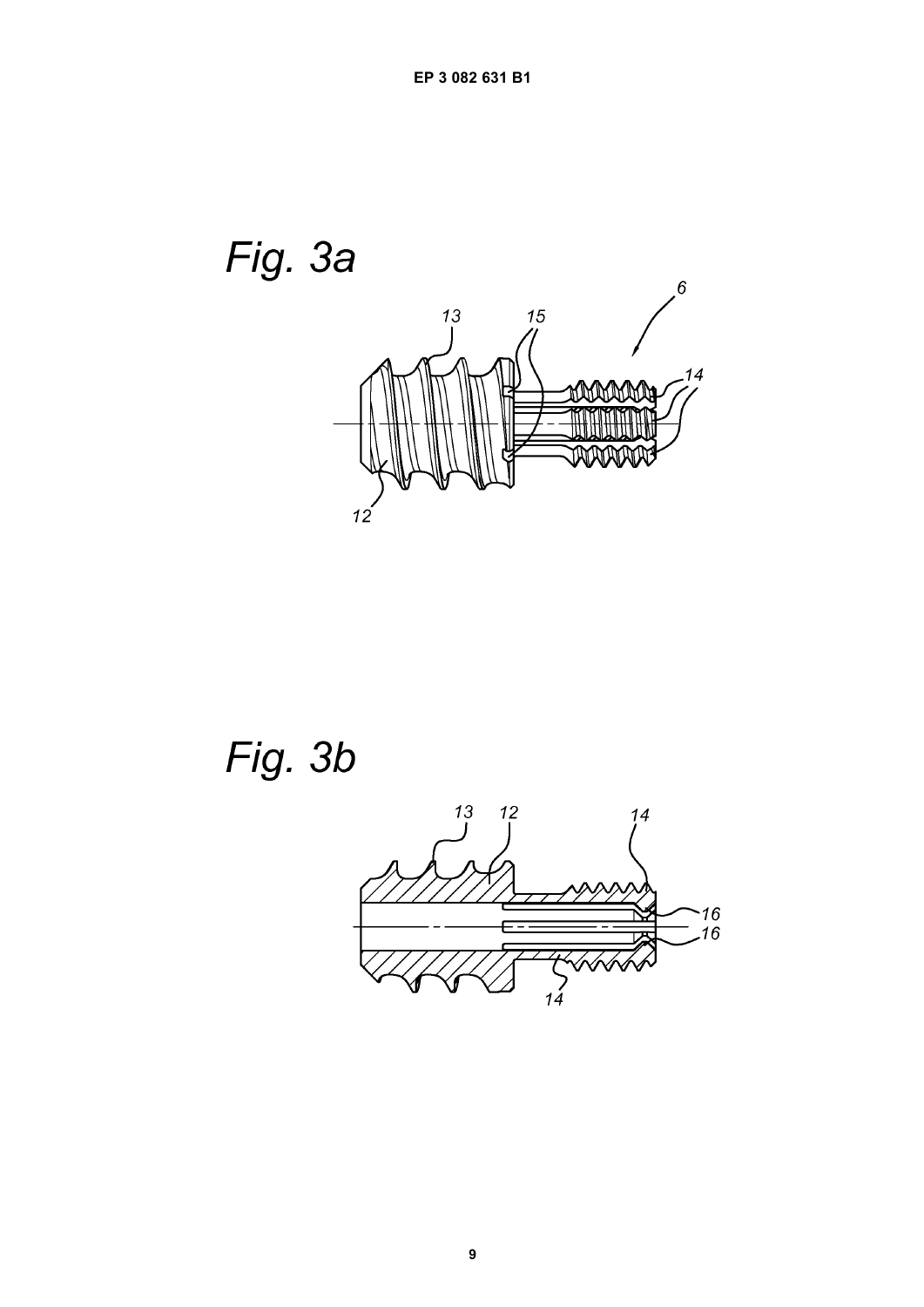Fig. 3a

Fig. 3b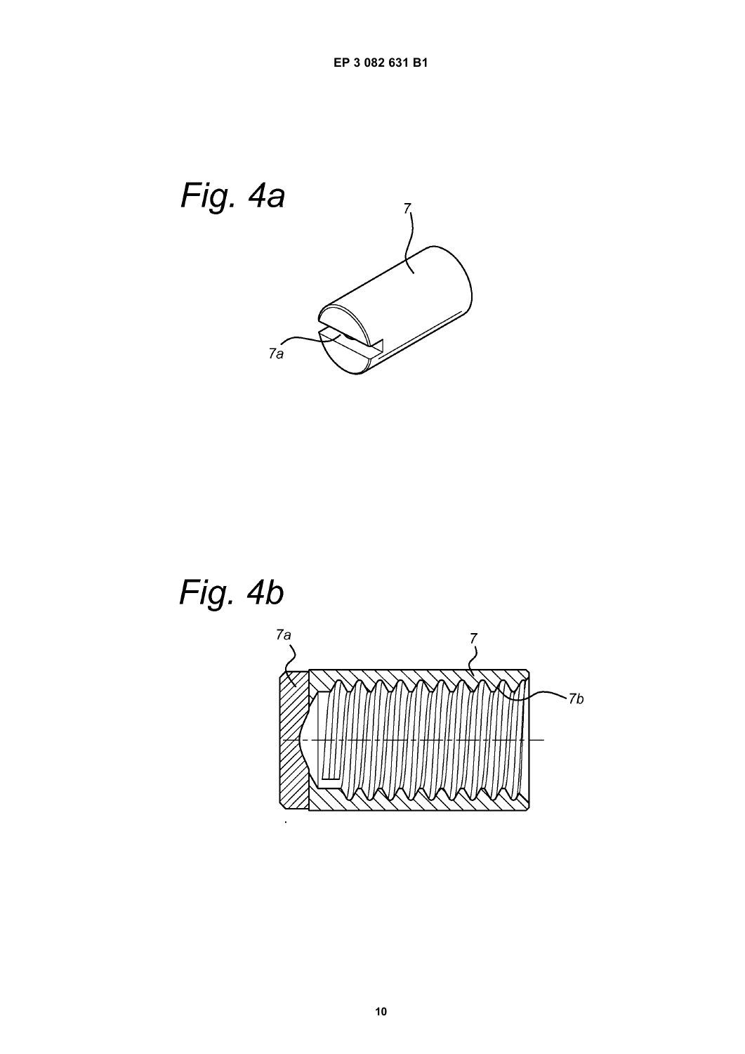Fig. 4a

7

7a

Fig. 4b

7a

7

7b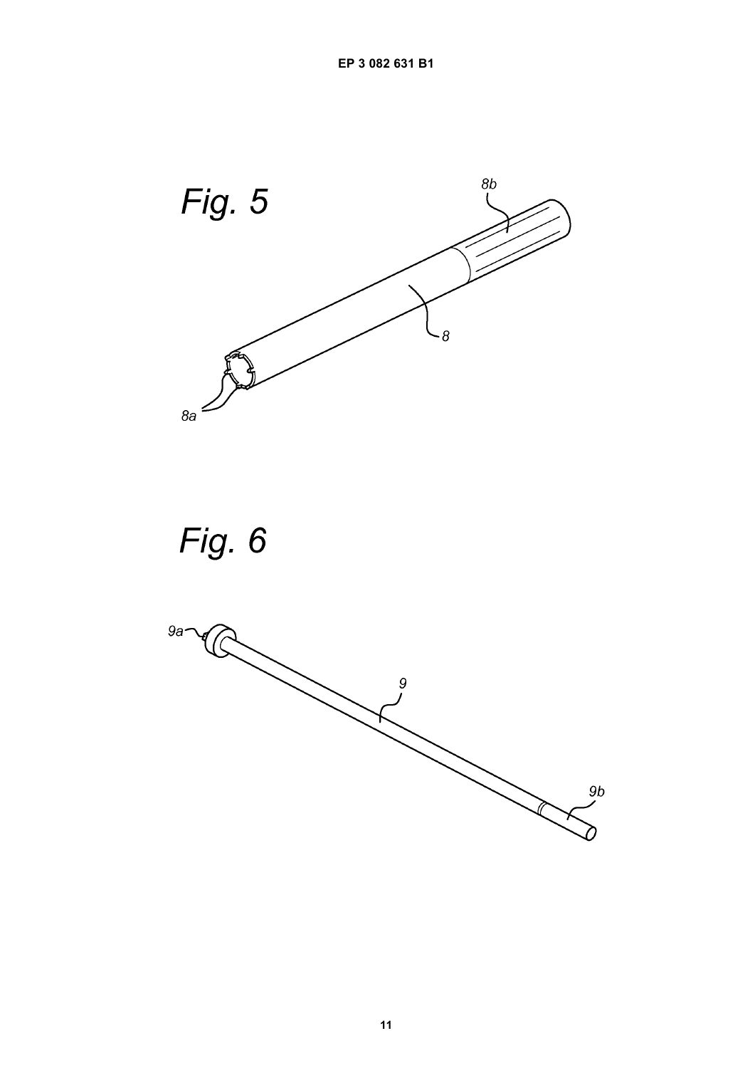Fig. 5

8b

8

8a

Fig. 6

9a

9

9b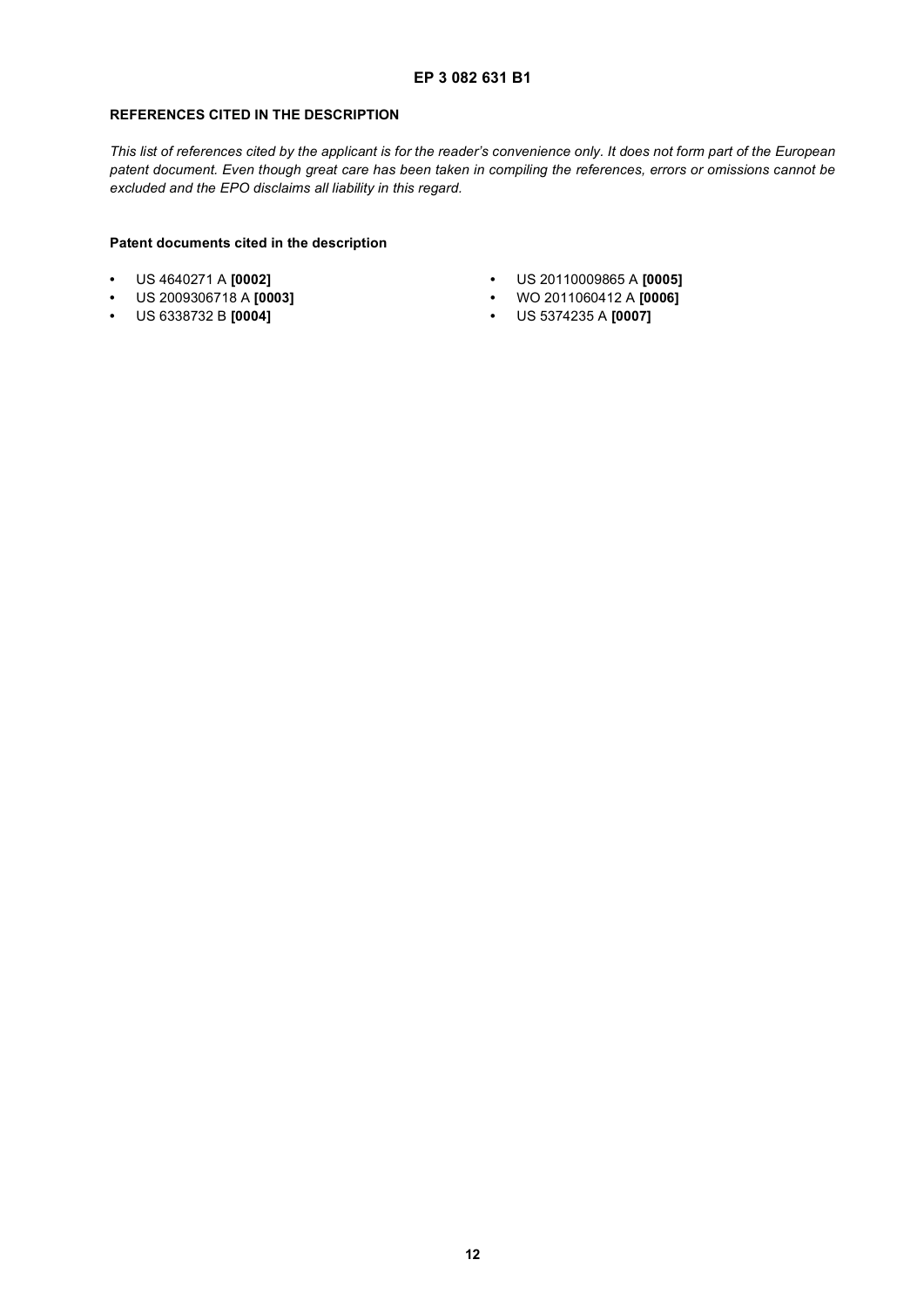## REFERENCES CITED IN THE DESCRIPTION

*This list of references cited by the applicant is for the reader's convenience only. It does not form part of the European patent document. Even though great care has been taken in compiling the references, errors or omissions cannot be excluded and the EPO disclaims all liability in this regard.*

### Patent documents cited in the description

- US 4640271 A **[0002]**
- US 2009306718 A **[0003]**
- US 6338732 B **[0004]**
- US 20110009865 A **[0005]**
- WO 2011060412 A **[0006]**
- US 5374235 A **[0007]**